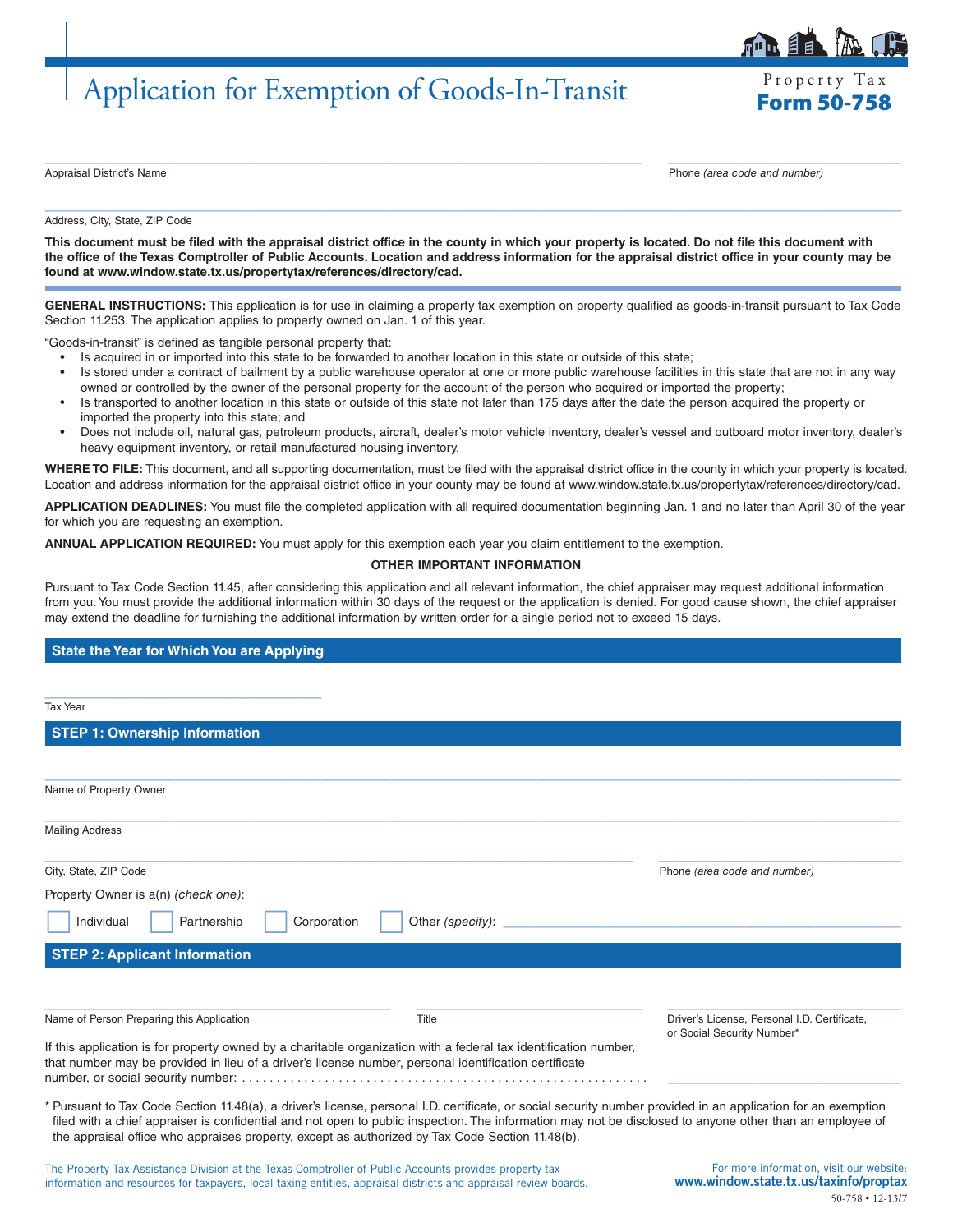# Application for Exemption of Goods-In-Transit

Property Tax
**Form 50-758**

______________________________________________ ______________________
Appraisal District's Name Phone *(area code and number)*

______________________________________________
Address, City, State, ZIP Code

**This document must be filed with the appraisal district office in the county in which your property is located. Do not file this document with the office of the Texas Comptroller of Public Accounts. Location and address information for the appraisal district office in your county may be found at www.window.state.tx.us/propertytax/references/directory/cad.**

**GENERAL INSTRUCTIONS:** This application is for use in claiming a property tax exemption on property qualified as goods-in-transit pursuant to Tax Code Section 11.253. The application applies to property owned on Jan. 1 of this year.

"Goods-in-transit" is defined as tangible personal property that:

- Is acquired in or imported into this state to be forwarded to another location in this state or outside of this state;
- Is stored under a contract of bailment by a public warehouse operator at one or more public warehouse facilities in this state that are not in any way owned or controlled by the owner of the personal property for the account of the person who acquired or imported the property;
- Is transported to another location in this state or outside of this state not later than 175 days after the date the person acquired the property or imported the property into this state; and
- Does not include oil, natural gas, petroleum products, aircraft, dealer's motor vehicle inventory, dealer's vessel and outboard motor inventory, dealer's heavy equipment inventory, or retail manufactured housing inventory.

**WHERE TO FILE:** This document, and all supporting documentation, must be filed with the appraisal district office in the county in which your property is located. Location and address information for the appraisal district office in your county may be found at www.window.state.tx.us/propertytax/references/directory/cad.

**APPLICATION DEADLINES:** You must file the completed application with all required documentation beginning Jan. 1 and no later than April 30 of the year for which you are requesting an exemption.

**ANNUAL APPLICATION REQUIRED:** You must apply for this exemption each year you claim entitlement to the exemption.

**OTHER IMPORTANT INFORMATION**

Pursuant to Tax Code Section 11.45, after considering this application and all relevant information, the chief appraiser may request additional information from you. You must provide the additional information within 30 days of the request or the application is denied. For good cause shown, the chief appraiser may extend the deadline for furnishing the additional information by written order for a single period not to exceed 15 days.

## State the Year for Which You are Applying

______________________
Tax Year

## STEP 1: Ownership Information

______________________________________________
Name of Property Owner

______________________________________________
Mailing Address

______________________________________________ ______________________
City, State, ZIP Code Phone *(area code and number)*

Property Owner is a(n) *(check one)*:

☐ Individual ☐ Partnership ☐ Corporation ☐ Other *(specify)*: ______________________

## STEP 2: Applicant Information

______________________ ______________________ ______________________
Name of Person Preparing this Application Title Driver's License, Personal I.D. Certificate, or Social Security Number*

If this application is for property owned by a charitable organization with a federal tax identification number, that number may be provided in lieu of a driver's license number, personal identification certificate number, or social security number: . . . . . . . . . . . . . . . . . . . . . . . . . . . . . . . . . . . . . . . . . . . . . . . . . . . . . . . . . ______________________

\* Pursuant to Tax Code Section 11.48(a), a driver's license, personal I.D. certificate, or social security number provided in an application for an exemption filed with a chief appraiser is confidential and not open to public inspection. The information may not be disclosed to anyone other than an employee of the appraisal office who appraises property, except as authorized by Tax Code Section 11.48(b).

The Property Tax Assistance Division at the Texas Comptroller of Public Accounts provides property tax information and resources for taxpayers, local taxing entities, appraisal districts and appraisal review boards.

For more information, visit our website: **www.window.state.tx.us/taxinfo/proptax**

50-758 • 12-13/7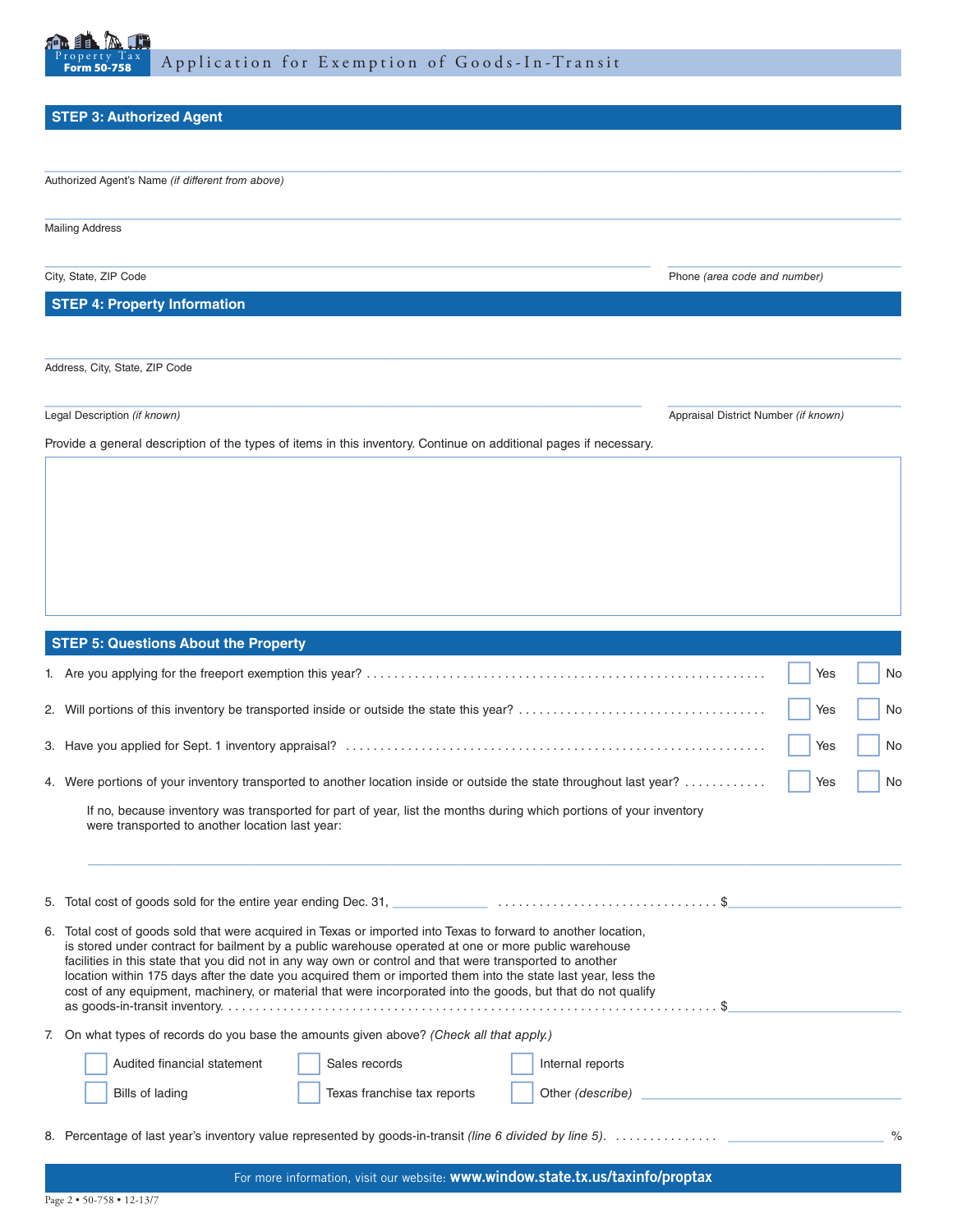## STEP 3: Authorized Agent

Authorized Agent's Name *(if different from above)*

Mailing Address

City, State, ZIP Code

Phone *(area code and number)*

## STEP 4: Property Information

Address, City, State, ZIP Code

Legal Description *(if known)*

Appraisal District Number *(if known)*

Provide a general description of the types of items in this inventory. Continue on additional pages if necessary.

## STEP 5: Questions About the Property

1. Are you applying for the freeport exemption this year? ☐ Yes ☐ No
2. Will portions of this inventory be transported inside or outside the state this year? ☐ Yes ☐ No
3. Have you applied for Sept. 1 inventory appraisal? ☐ Yes ☐ No
4. Were portions of your inventory transported to another location inside or outside the state throughout last year? ☐ Yes ☐ No

   If no, because inventory was transported for part of year, list the months during which portions of your inventory were transported to another location last year:

   ______________________________

5. Total cost of goods sold for the entire year ending Dec. 31, __________ $__________
6. Total cost of goods sold that were acquired in Texas or imported into Texas to forward to another location, is stored under contract for bailment by a public warehouse operated at one or more public warehouse facilities in this state that you did not in any way own or control and that were transported to another location within 175 days after the date you acquired them or imported them into the state last year, less the cost of any equipment, machinery, or material that were incorporated into the goods, but that do not qualify as goods-in-transit inventory. $__________
7. On what types of records do you base the amounts given above? *(Check all that apply.)*

   ☐ Audited financial statement ☐ Sales records ☐ Internal reports

   ☐ Bills of lading ☐ Texas franchise tax reports ☐ Other *(describe)* __________

8. Percentage of last year's inventory value represented by goods-in-transit *(line 6 divided by line 5)*. __________ %

For more information, visit our website: **www.window.state.tx.us/taxinfo/proptax**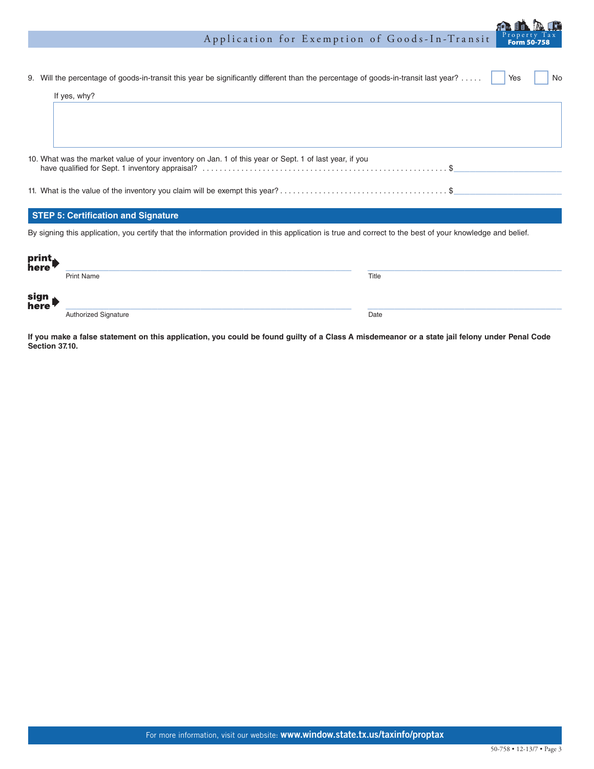9. Will the percentage of goods-in-transit this year be significantly different than the percentage of goods-in-transit last year? . . . . . ☐ Yes ☐ No

If yes, why?

10. What was the market value of your inventory on Jan. 1 of this year or Sept. 1 of last year, if you have qualified for Sept. 1 inventory appraisal? . . . . . . . . . . . . . . . . . . . . . . . . . . . . . . . . . . . . . . . . . . . . . . . . . . . . . . . . $______________

11. What is the value of the inventory you claim will be exempt this year? . . . . . . . . . . . . . . . . . . . . . . . . . . . . . . . . . . . . . . . $______________

## STEP 5: Certification and Signature

By signing this application, you certify that the information provided in this application is true and correct to the best of your knowledge and belief.

**print here** ➡

Print Name ______________________________ Title ______________________________

**sign here** ➡

Authorized Signature ______________________________ Date ______________________________

**If you make a false statement on this application, you could be found guilty of a Class A misdemeanor or a state jail felony under Penal Code Section 37.10.**

For more information, visit our website: **www.window.state.tx.us/taxinfo/proptax**